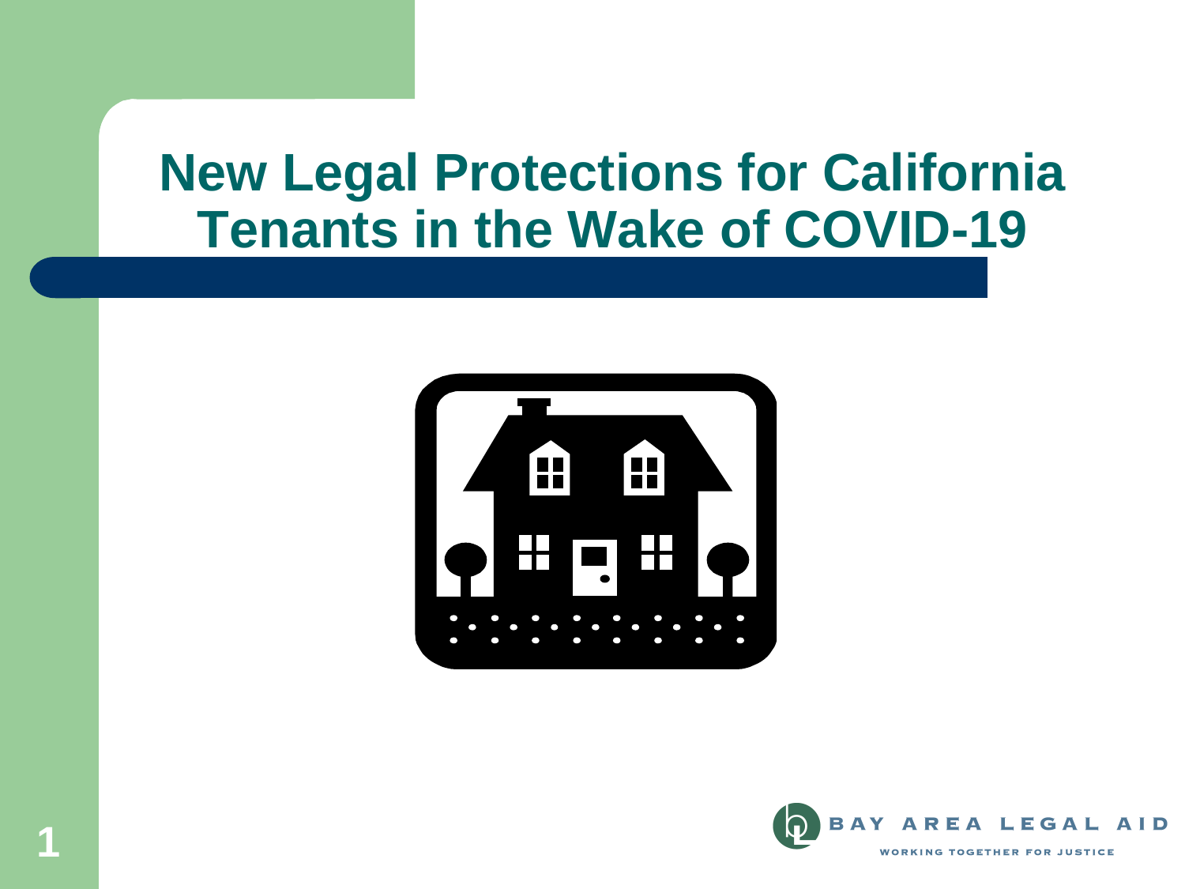# New Legal Protections for California Tenants in the Wake of COVID-19

BAY AREA LEGAL AID

WORKING TOGETHER FOR JUSTICE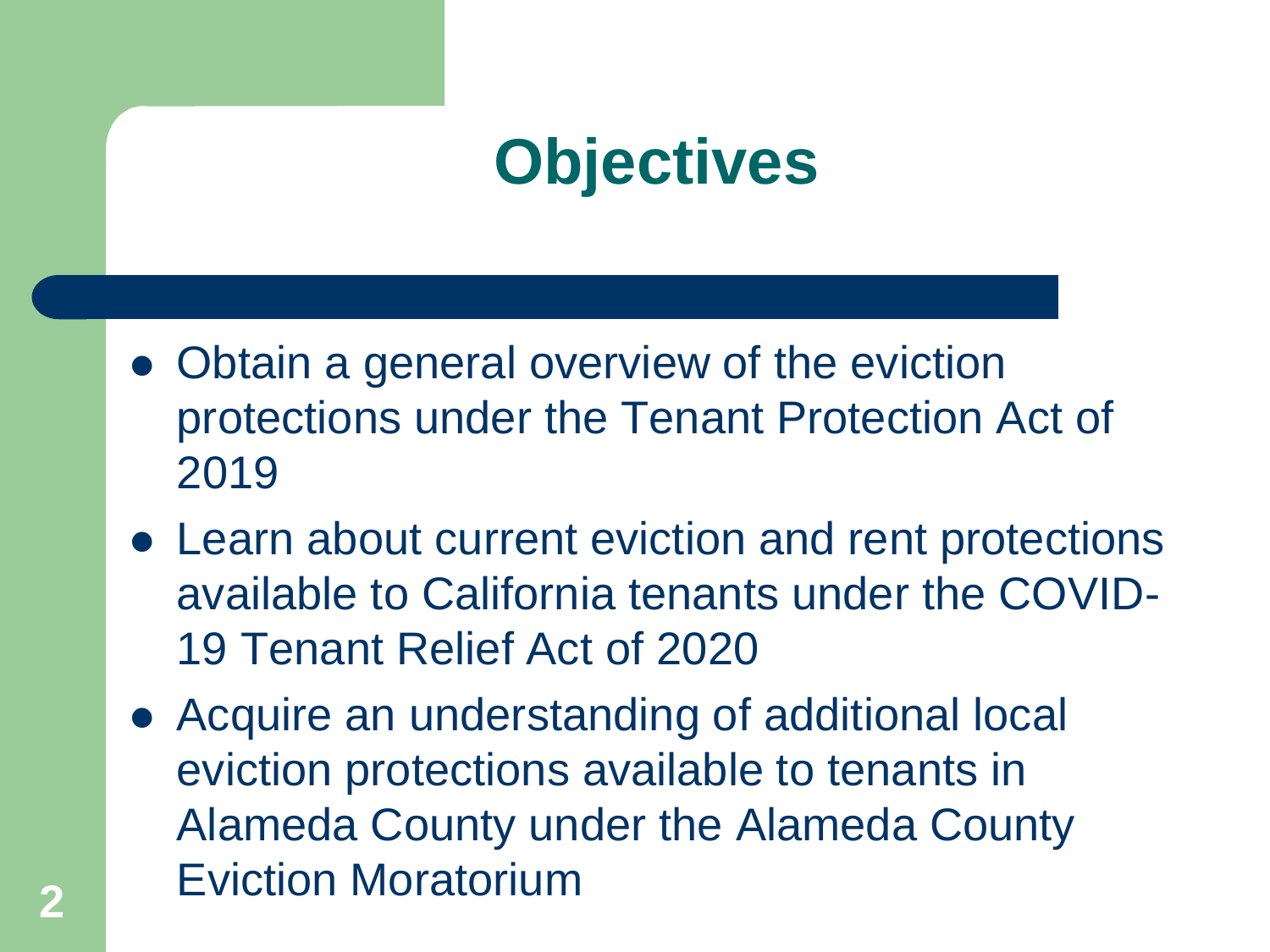# Objectives

- Obtain a general overview of the eviction protections under the Tenant Protection Act of 2019
- Learn about current eviction and rent protections available to California tenants under the COVID-19 Tenant Relief Act of 2020
- Acquire an understanding of additional local eviction protections available to tenants in Alameda County under the Alameda County Eviction Moratorium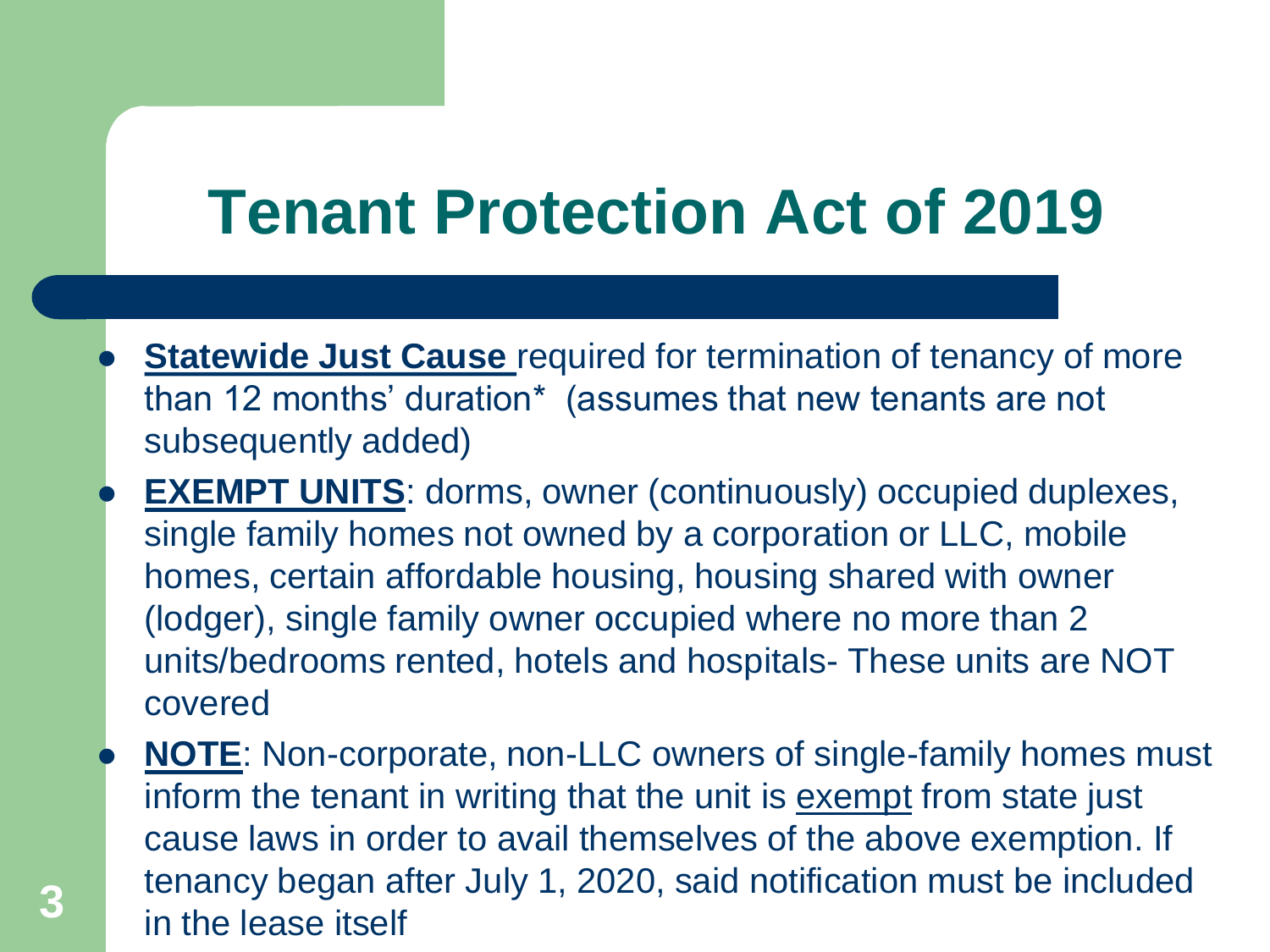# Tenant Protection Act of 2019

- **Statewide Just Cause** required for termination of tenancy of more than 12 months' duration* (assumes that new tenants are not subsequently added)
- **EXEMPT UNITS**: dorms, owner (continuously) occupied duplexes, single family homes not owned by a corporation or LLC, mobile homes, certain affordable housing, housing shared with owner (lodger), single family owner occupied where no more than 2 units/bedrooms rented, hotels and hospitals- These units are NOT covered
- **NOTE**: Non-corporate, non-LLC owners of single-family homes must inform the tenant in writing that the unit is exempt from state just cause laws in order to avail themselves of the above exemption. If tenancy began after July 1, 2020, said notification must be included in the lease itself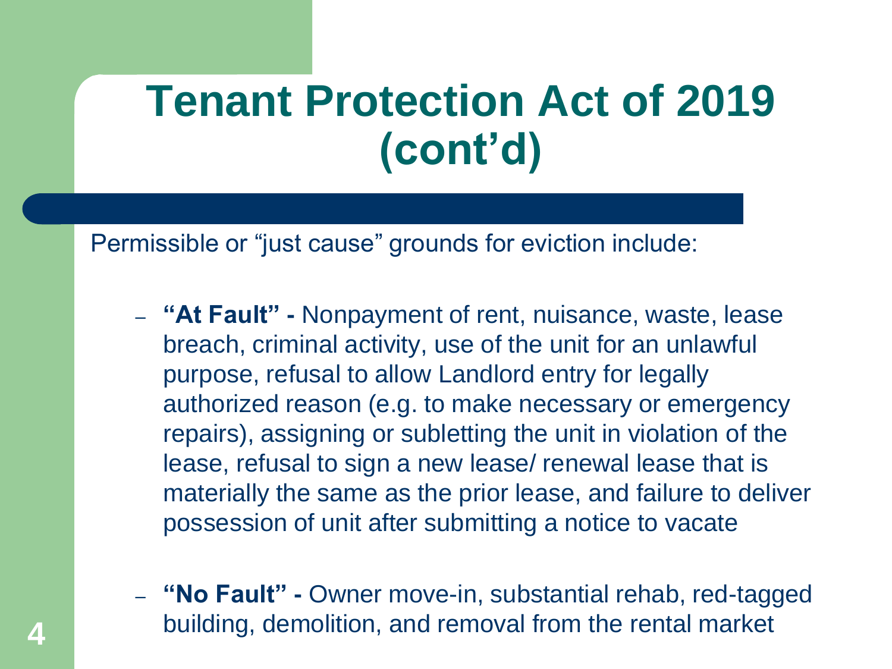# Tenant Protection Act of 2019 (cont'd)

Permissible or "just cause" grounds for eviction include:

- **"At Fault" -** Nonpayment of rent, nuisance, waste, lease breach, criminal activity, use of the unit for an unlawful purpose, refusal to allow Landlord entry for legally authorized reason (e.g. to make necessary or emergency repairs), assigning or subletting the unit in violation of the lease, refusal to sign a new lease/ renewal lease that is materially the same as the prior lease, and failure to deliver possession of unit after submitting a notice to vacate

- **"No Fault" -** Owner move-in, substantial rehab, red-tagged building, demolition, and removal from the rental market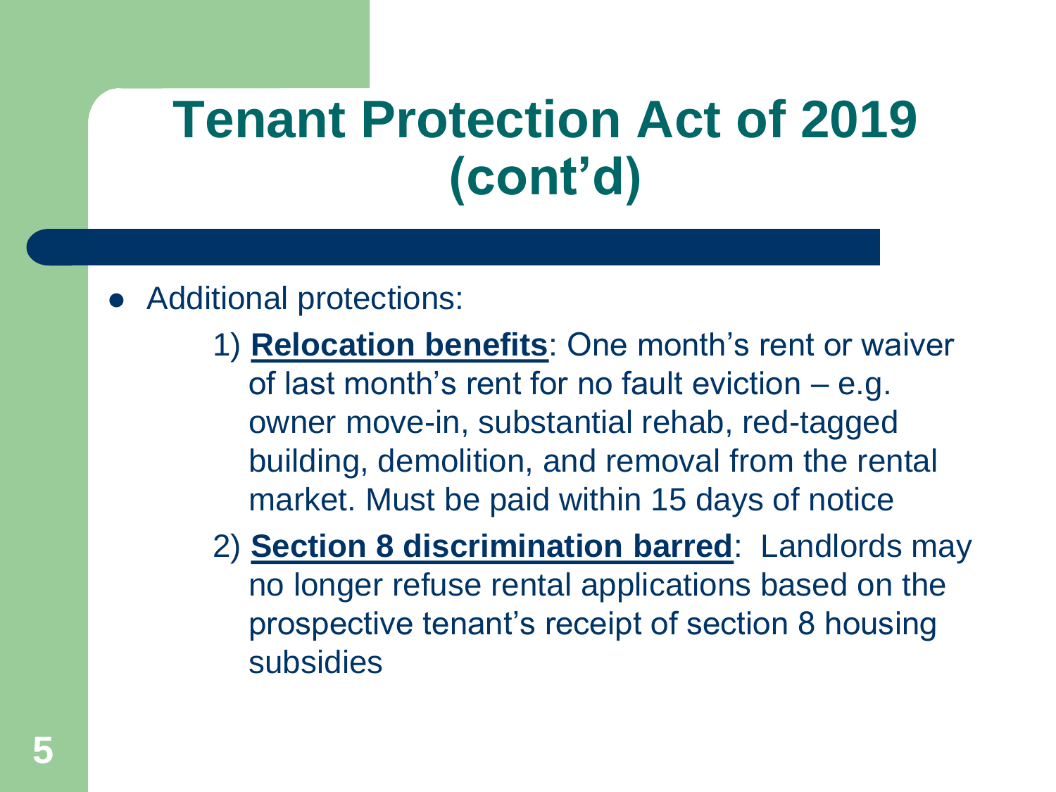# Tenant Protection Act of 2019 (cont'd)

- Additional protections:

  1) **Relocation benefits**: One month's rent or waiver of last month's rent for no fault eviction – e.g. owner move-in, substantial rehab, red-tagged building, demolition, and removal from the rental market. Must be paid within 15 days of notice

  2) **Section 8 discrimination barred**: Landlords may no longer refuse rental applications based on the prospective tenant's receipt of section 8 housing subsidies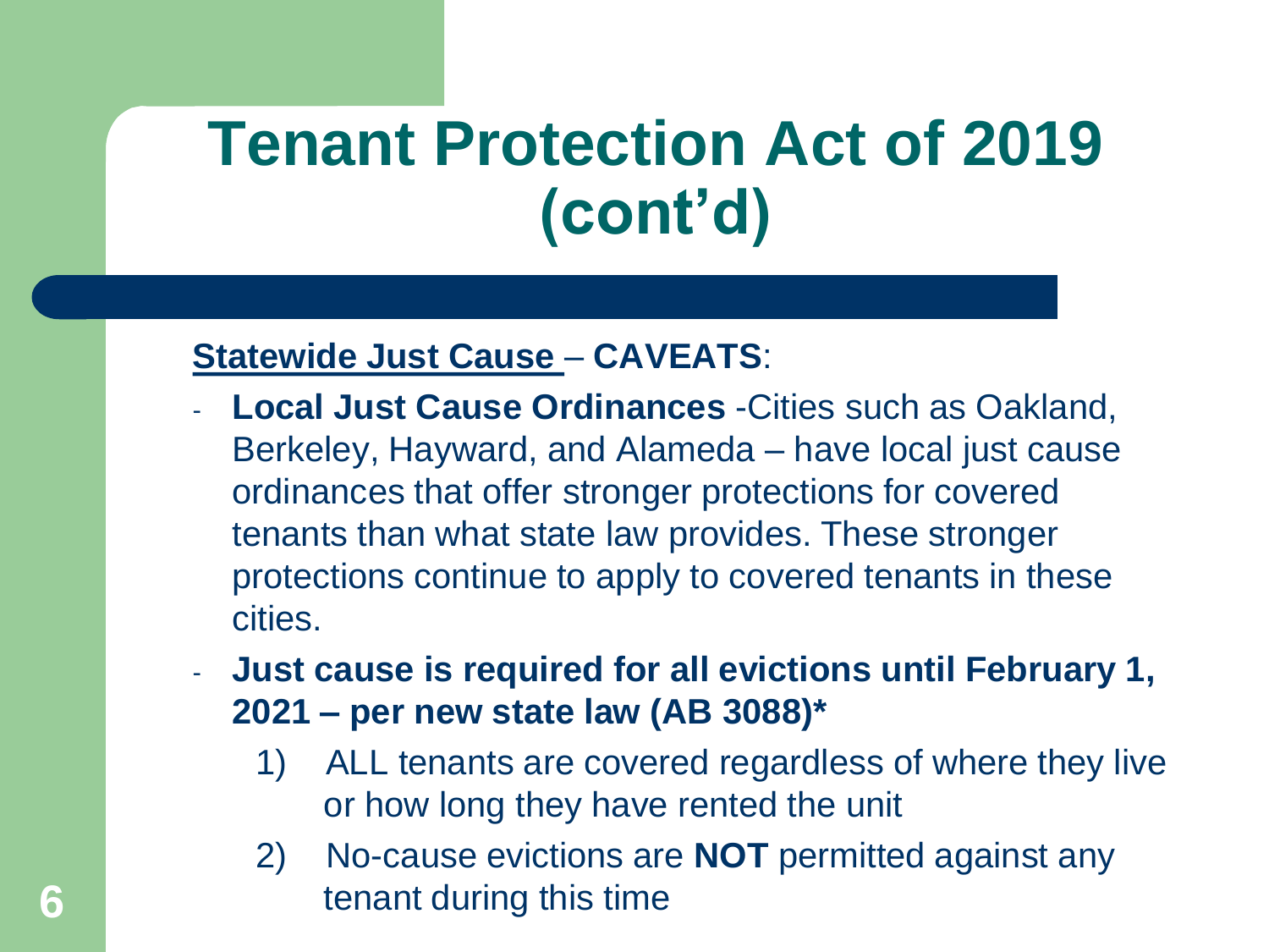# Tenant Protection Act of 2019 (cont'd)

**Statewide Just Cause** – **CAVEATS**:

- **Local Just Cause Ordinances** -Cities such as Oakland, Berkeley, Hayward, and Alameda – have local just cause ordinances that offer stronger protections for covered tenants than what state law provides. These stronger protections continue to apply to covered tenants in these cities.
- **Just cause is required for all evictions until February 1, 2021 – per new state law (AB 3088)***
  1) ALL tenants are covered regardless of where they live or how long they have rented the unit
  2) No-cause evictions are **NOT** permitted against any tenant during this time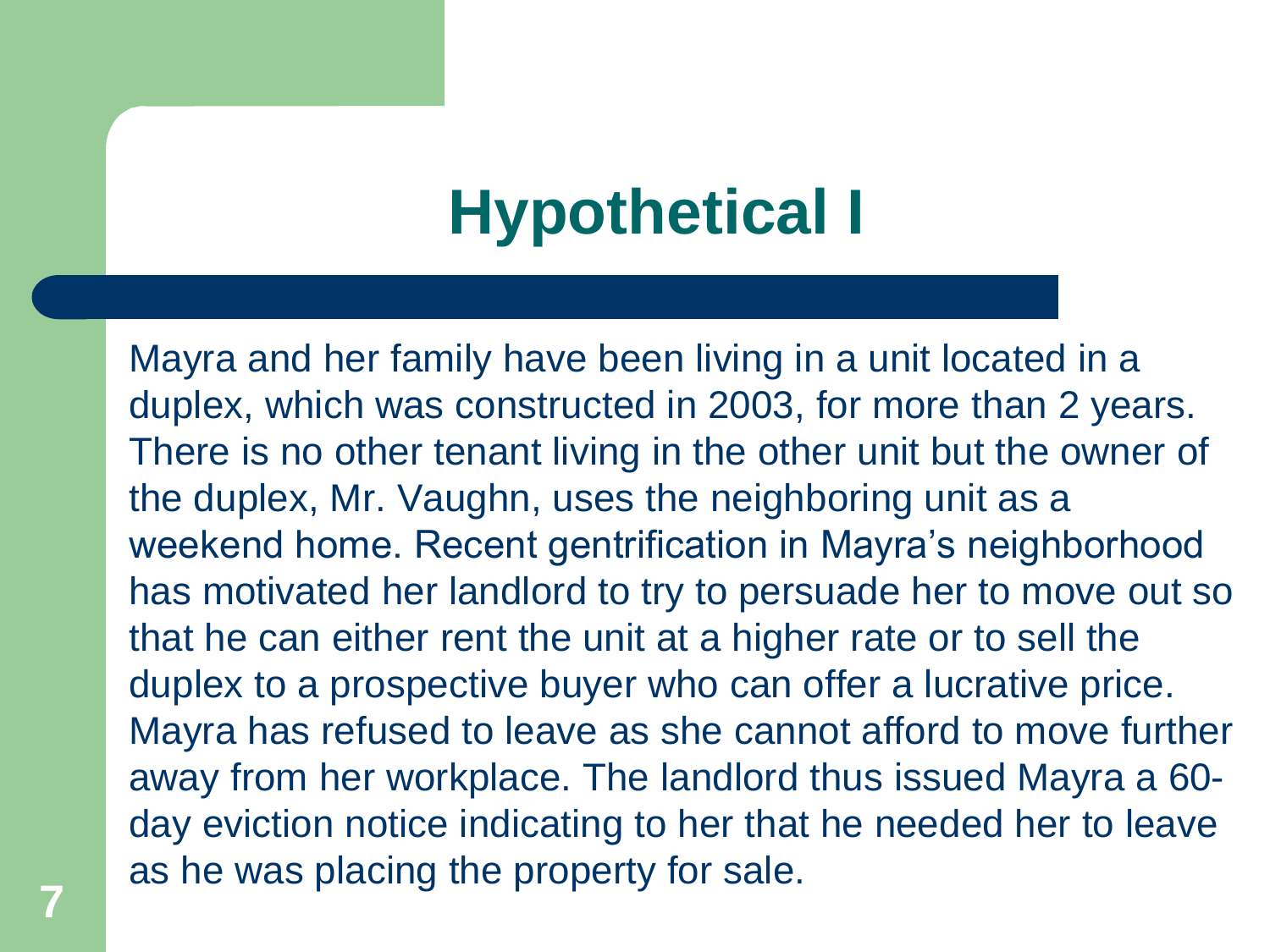# Hypothetical I

Mayra and her family have been living in a unit located in a duplex, which was constructed in 2003, for more than 2 years. There is no other tenant living in the other unit but the owner of the duplex, Mr. Vaughn, uses the neighboring unit as a weekend home. Recent gentrification in Mayra's neighborhood has motivated her landlord to try to persuade her to move out so that he can either rent the unit at a higher rate or to sell the duplex to a prospective buyer who can offer a lucrative price. Mayra has refused to leave as she cannot afford to move further away from her workplace. The landlord thus issued Mayra a 60-day eviction notice indicating to her that he needed her to leave as he was placing the property for sale.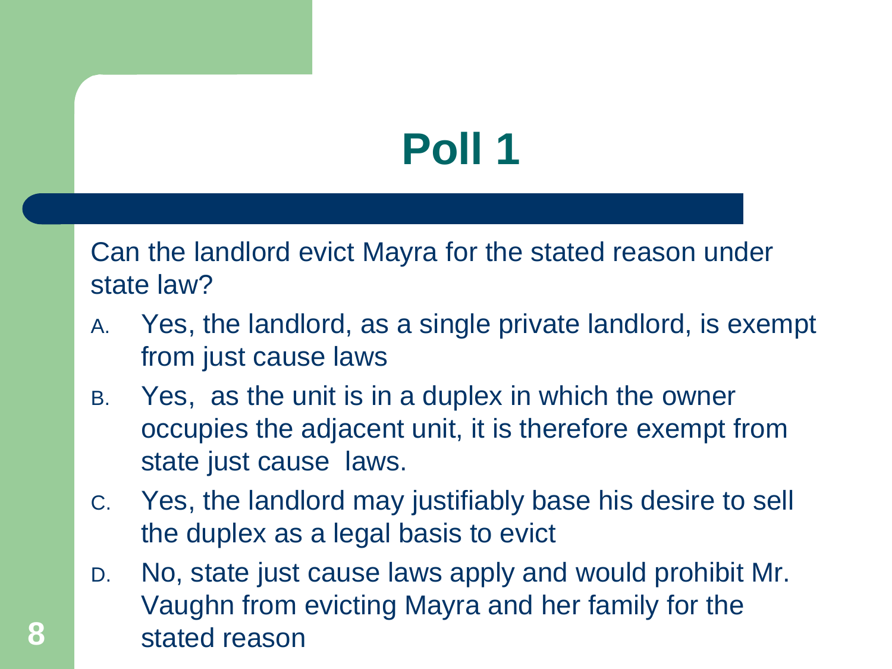# Poll 1

Can the landlord evict Mayra for the stated reason under state law?

A. Yes, the landlord, as a single private landlord, is exempt from just cause laws

B. Yes, as the unit is in a duplex in which the owner occupies the adjacent unit, it is therefore exempt from state just cause laws.

C. Yes, the landlord may justifiably base his desire to sell the duplex as a legal basis to evict

D. No, state just cause laws apply and would prohibit Mr. Vaughn from evicting Mayra and her family for the stated reason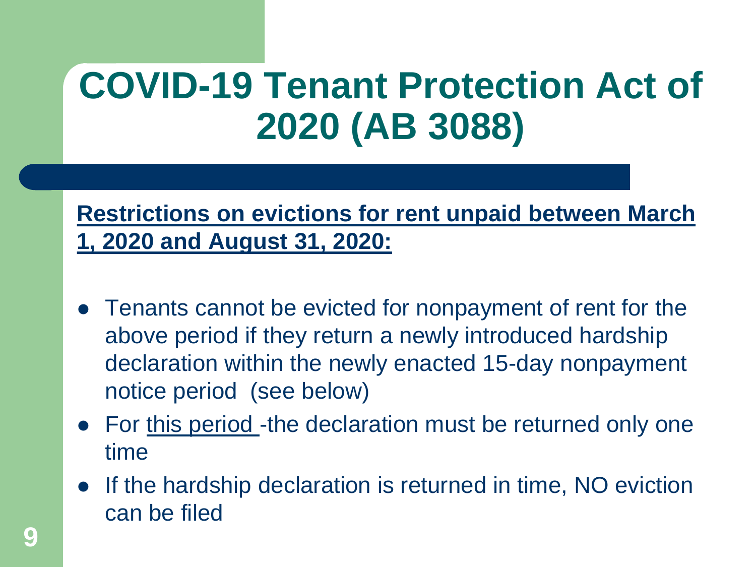# COVID-19 Tenant Protection Act of 2020 (AB 3088)

**Restrictions on evictions for rent unpaid between March 1, 2020 and August 31, 2020:**

- Tenants cannot be evicted for nonpayment of rent for the above period if they return a newly introduced hardship declaration within the newly enacted 15-day nonpayment notice period (see below)
- For this period -the declaration must be returned only one time
- If the hardship declaration is returned in time, NO eviction can be filed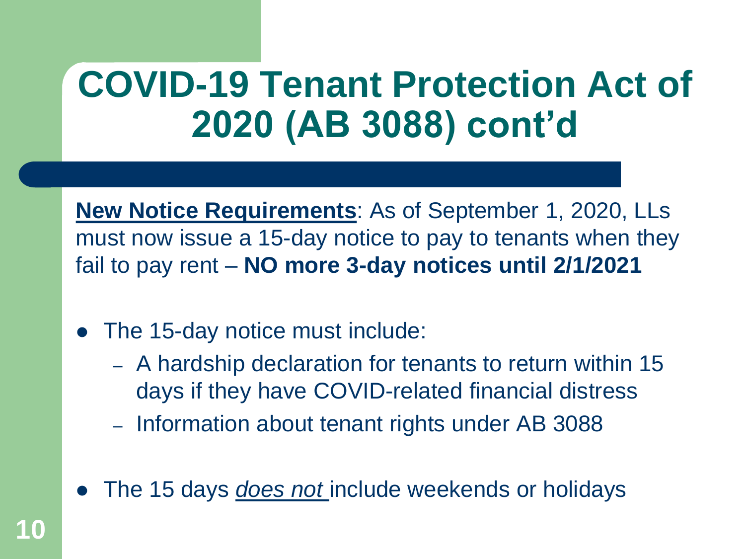# COVID-19 Tenant Protection Act of 2020 (AB 3088) cont'd

**New Notice Requirements**: As of September 1, 2020, LLs must now issue a 15-day notice to pay to tenants when they fail to pay rent – **NO more 3-day notices until 2/1/2021**

- The 15-day notice must include:
  - A hardship declaration for tenants to return within 15 days if they have COVID-related financial distress
  - Information about tenant rights under AB 3088
- The 15 days *does not* include weekends or holidays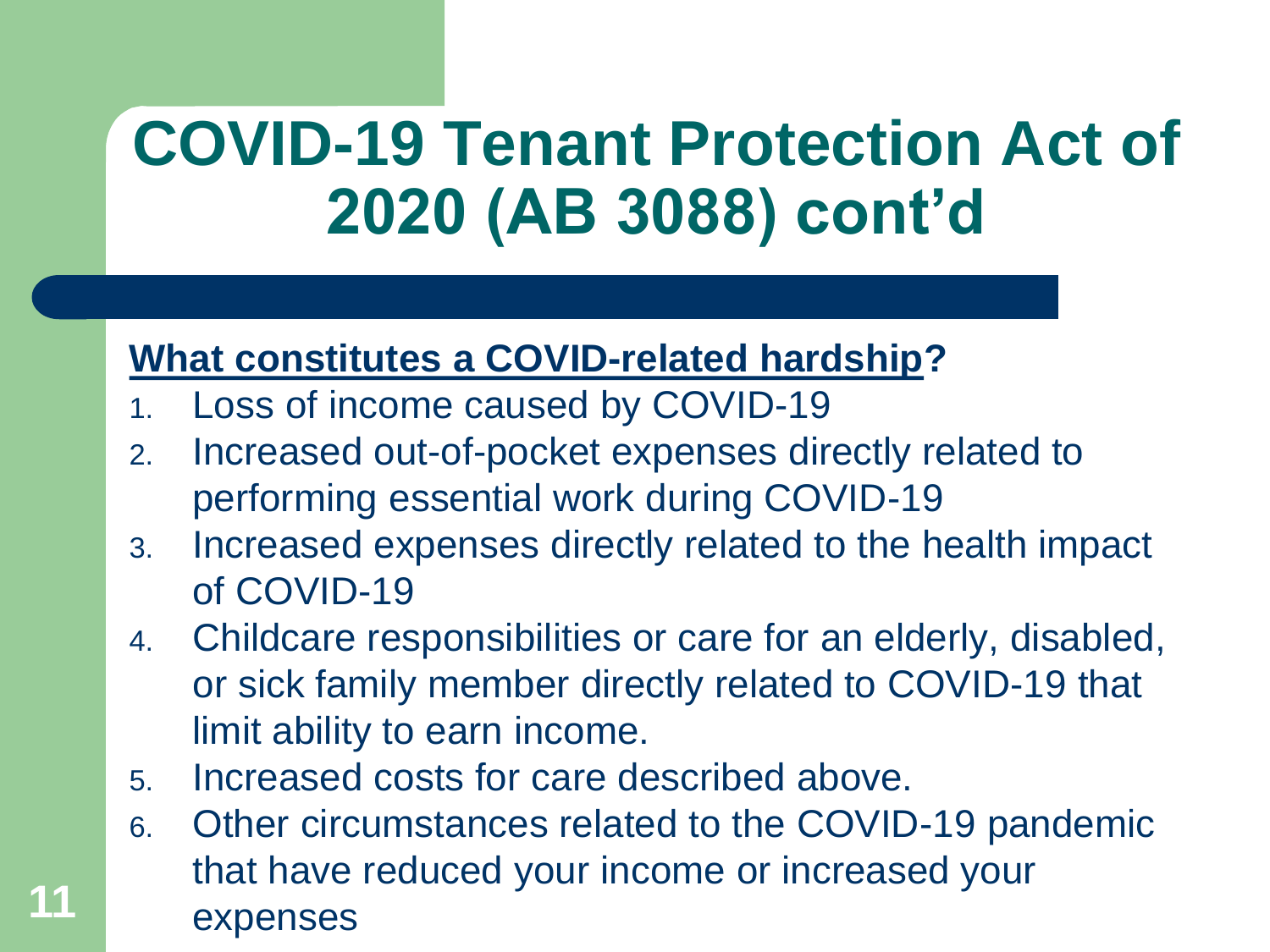# COVID-19 Tenant Protection Act of 2020 (AB 3088) cont'd

**What constitutes a COVID-related hardship?**

1. Loss of income caused by COVID-19
2. Increased out-of-pocket expenses directly related to performing essential work during COVID-19
3. Increased expenses directly related to the health impact of COVID-19
4. Childcare responsibilities or care for an elderly, disabled, or sick family member directly related to COVID-19 that limit ability to earn income.
5. Increased costs for care described above.
6. Other circumstances related to the COVID-19 pandemic that have reduced your income or increased your expenses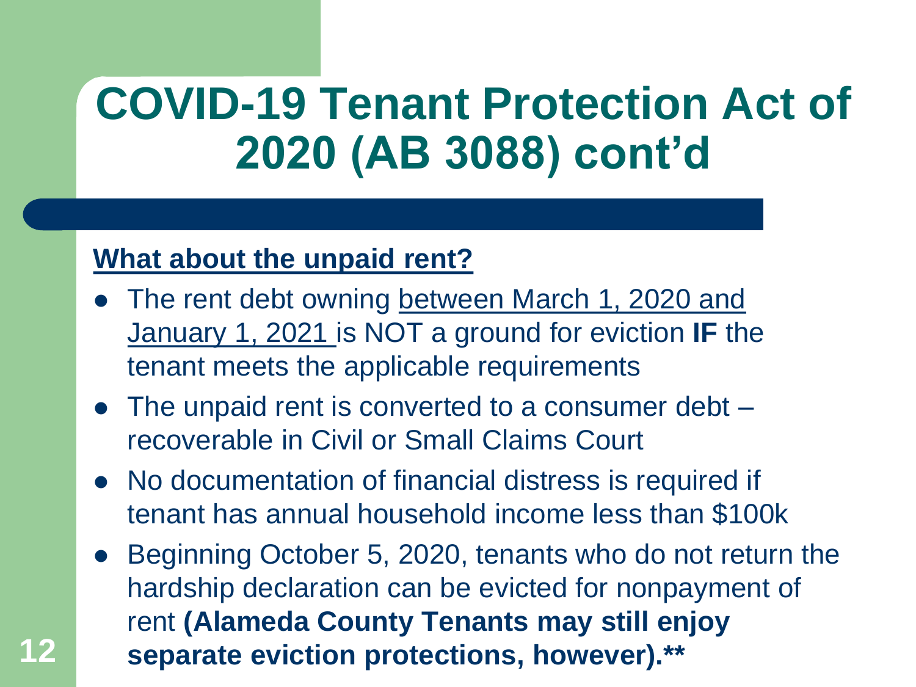# COVID-19 Tenant Protection Act of 2020 (AB 3088) cont'd

**What about the unpaid rent?**

- The rent debt owning between March 1, 2020 and January 1, 2021 is NOT a ground for eviction **IF** the tenant meets the applicable requirements
- The unpaid rent is converted to a consumer debt – recoverable in Civil or Small Claims Court
- No documentation of financial distress is required if tenant has annual household income less than $100k
- Beginning October 5, 2020, tenants who do not return the hardship declaration can be evicted for nonpayment of rent **(Alameda County Tenants may still enjoy separate eviction protections, however).****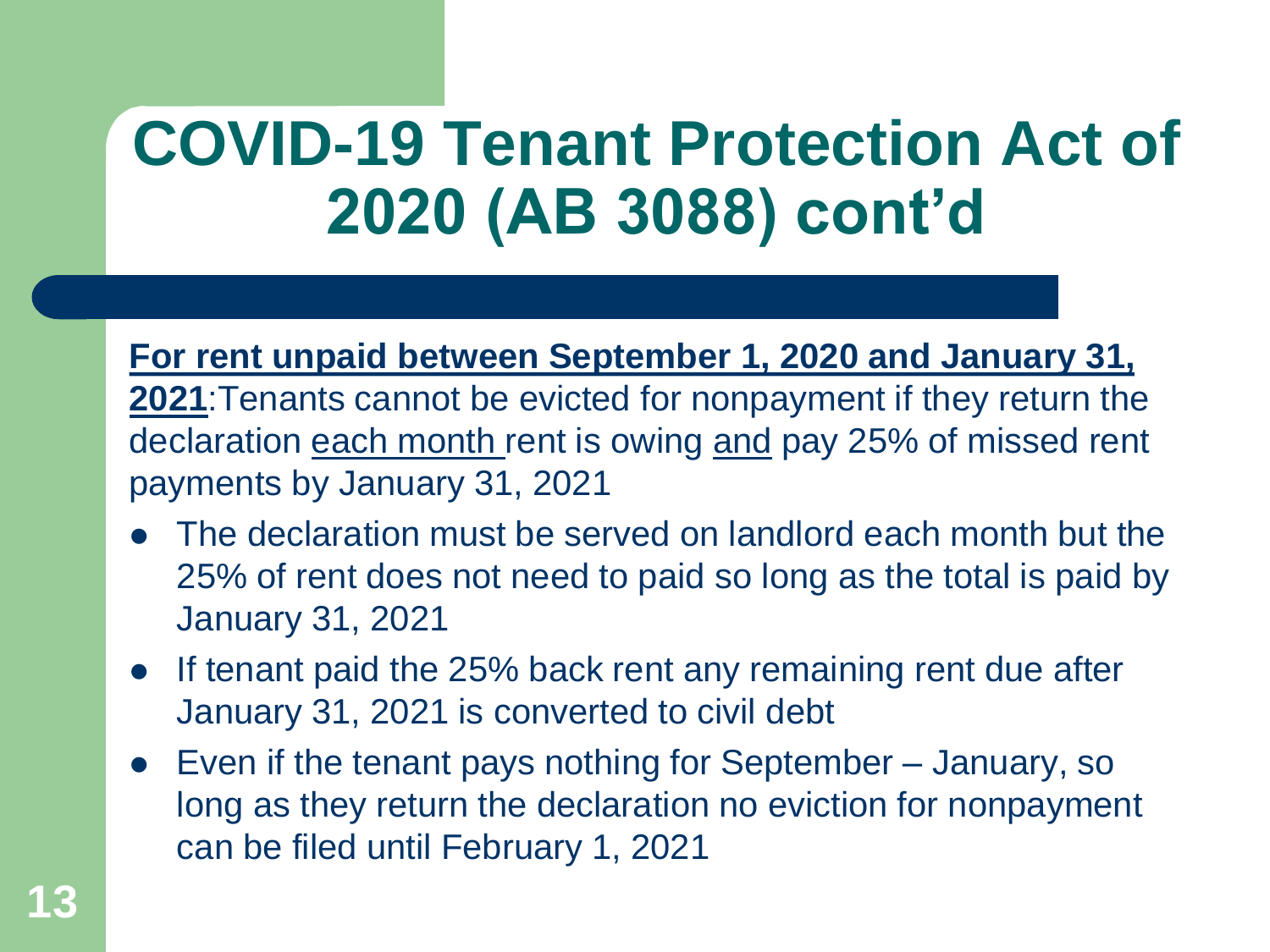# COVID-19 Tenant Protection Act of 2020 (AB 3088) cont'd

**For rent unpaid between September 1, 2020 and January 31, 2021**:Tenants cannot be evicted for nonpayment if they return the declaration each month rent is owing and pay 25% of missed rent payments by January 31, 2021

- The declaration must be served on landlord each month but the 25% of rent does not need to paid so long as the total is paid by January 31, 2021
- If tenant paid the 25% back rent any remaining rent due after January 31, 2021 is converted to civil debt
- Even if the tenant pays nothing for September – January, so long as they return the declaration no eviction for nonpayment can be filed until February 1, 2021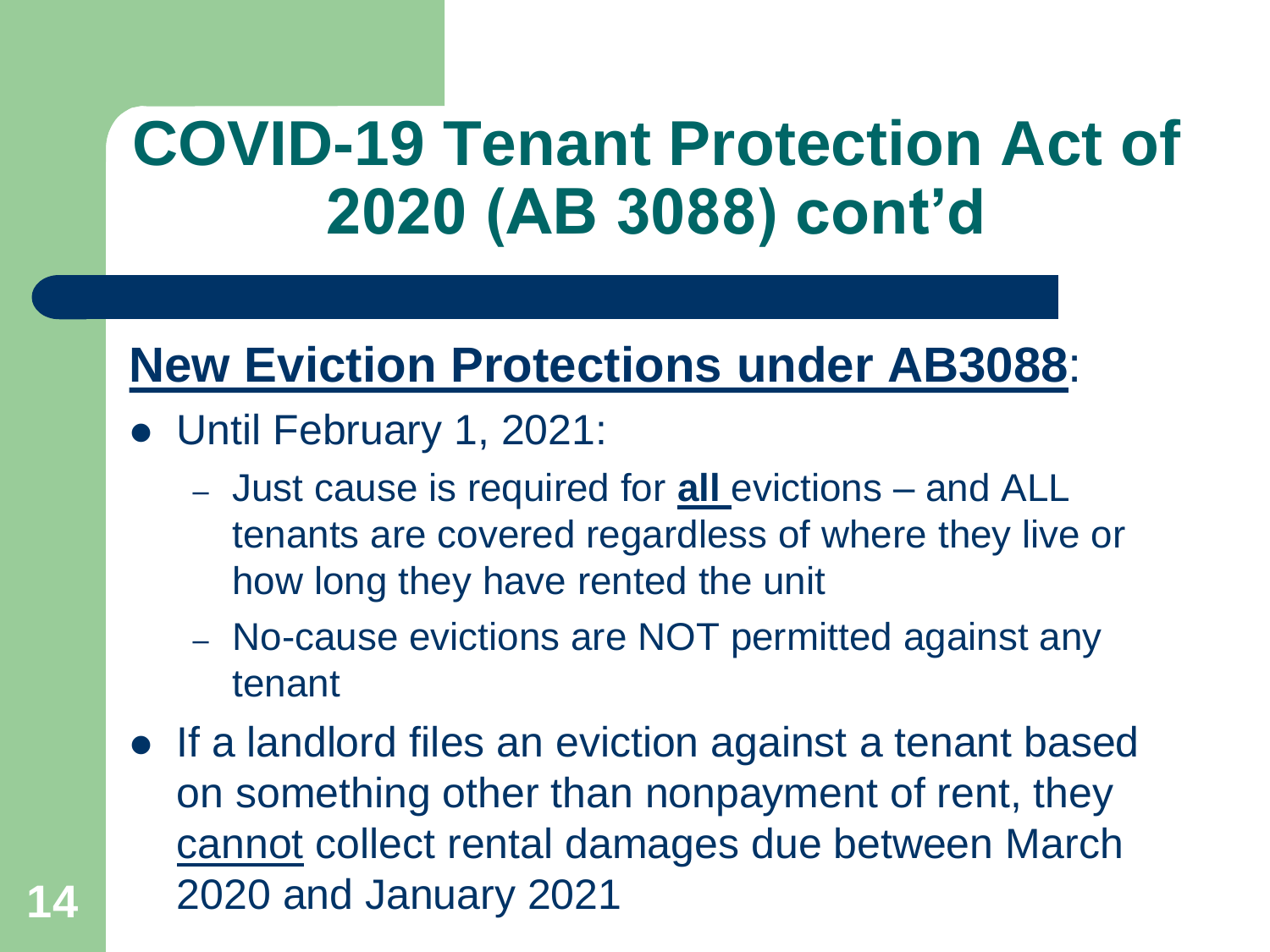# COVID-19 Tenant Protection Act of 2020 (AB 3088) cont'd

## New Eviction Protections under AB3088:

- Until February 1, 2021:
  - Just cause is required for **all** evictions – and ALL tenants are covered regardless of where they live or how long they have rented the unit
  - No-cause evictions are NOT permitted against any tenant
- If a landlord files an eviction against a tenant based on something other than nonpayment of rent, they cannot collect rental damages due between March 2020 and January 2021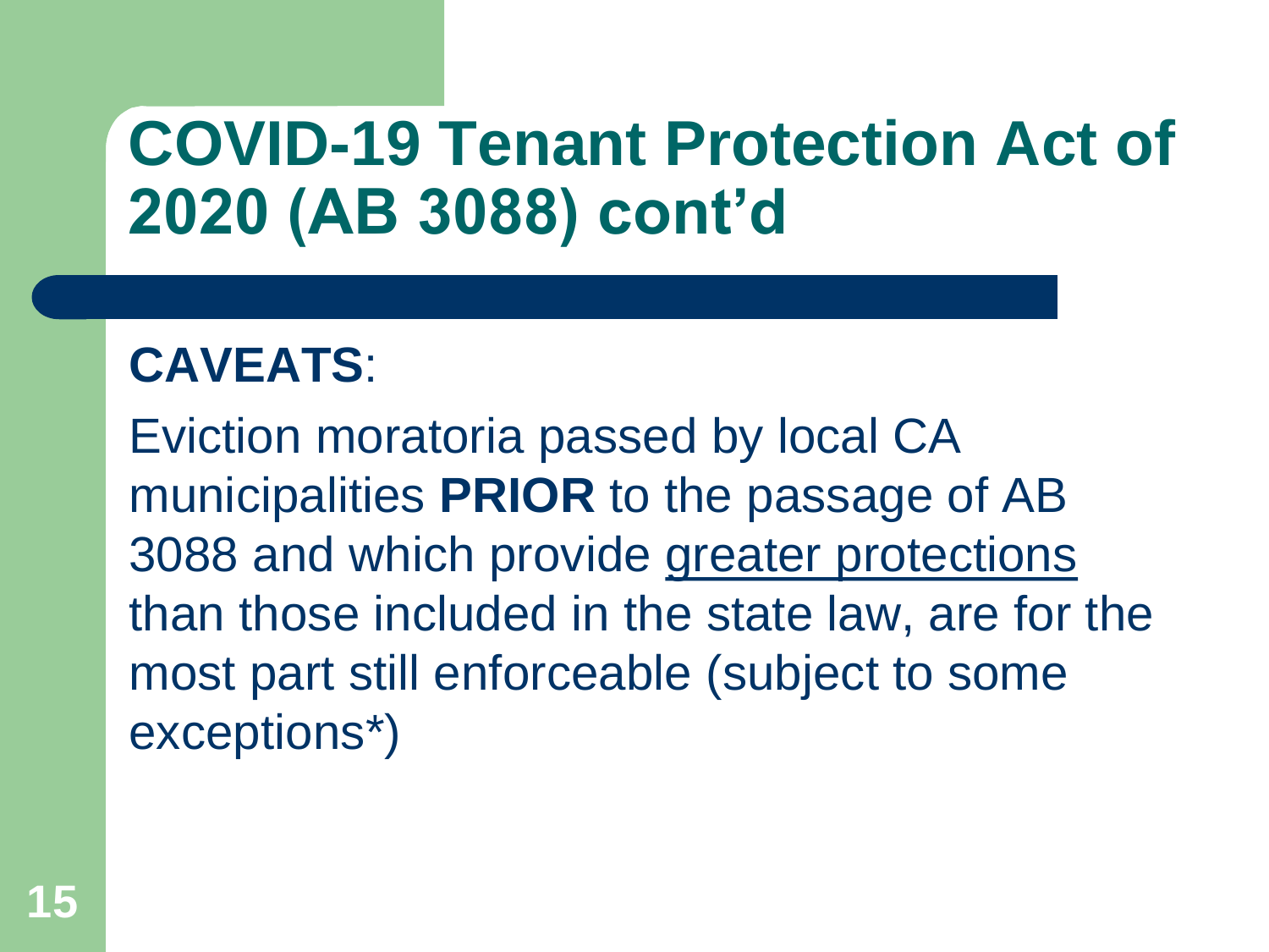# COVID-19 Tenant Protection Act of 2020 (AB 3088) cont'd

**CAVEATS**:

Eviction moratoria passed by local CA municipalities **PRIOR** to the passage of AB 3088 and which provide <u>greater protections</u> than those included in the state law, are for the most part still enforceable (subject to some exceptions*)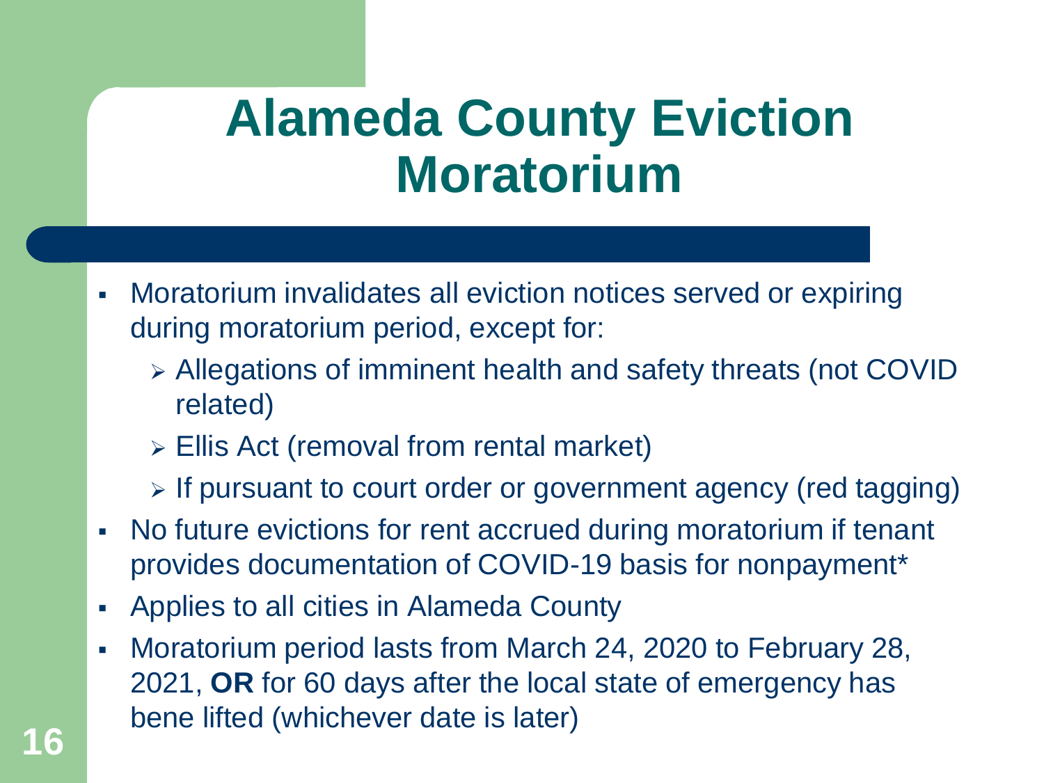# Alameda County Eviction Moratorium

- Moratorium invalidates all eviction notices served or expiring during moratorium period, except for:
  - Allegations of imminent health and safety threats (not COVID related)
  - Ellis Act (removal from rental market)
  - If pursuant to court order or government agency (red tagging)
- No future evictions for rent accrued during moratorium if tenant provides documentation of COVID-19 basis for nonpayment*
- Applies to all cities in Alameda County
- Moratorium period lasts from March 24, 2020 to February 28, 2021, **OR** for 60 days after the local state of emergency has bene lifted (whichever date is later)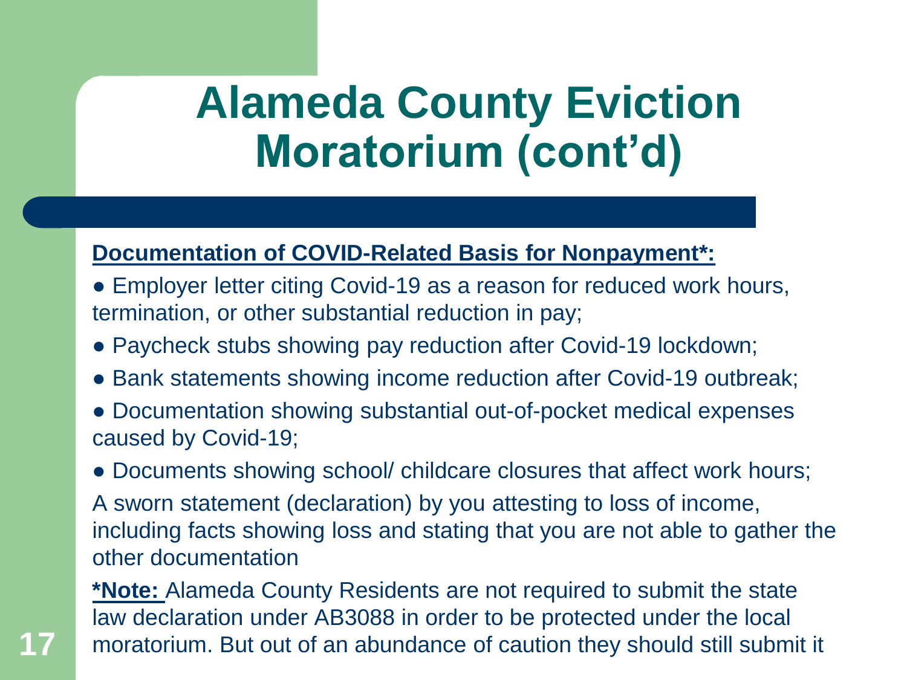# Alameda County Eviction Moratorium (cont'd)

**Documentation of COVID-Related Basis for Nonpayment*:**

- Employer letter citing Covid-19 as a reason for reduced work hours, termination, or other substantial reduction in pay;
- Paycheck stubs showing pay reduction after Covid-19 lockdown;
- Bank statements showing income reduction after Covid-19 outbreak;
- Documentation showing substantial out-of-pocket medical expenses caused by Covid-19;
- Documents showing school/ childcare closures that affect work hours;

A sworn statement (declaration) by you attesting to loss of income, including facts showing loss and stating that you are not able to gather the other documentation

**\*Note:** Alameda County Residents are not required to submit the state law declaration under AB3088 in order to be protected under the local moratorium. But out of an abundance of caution they should still submit it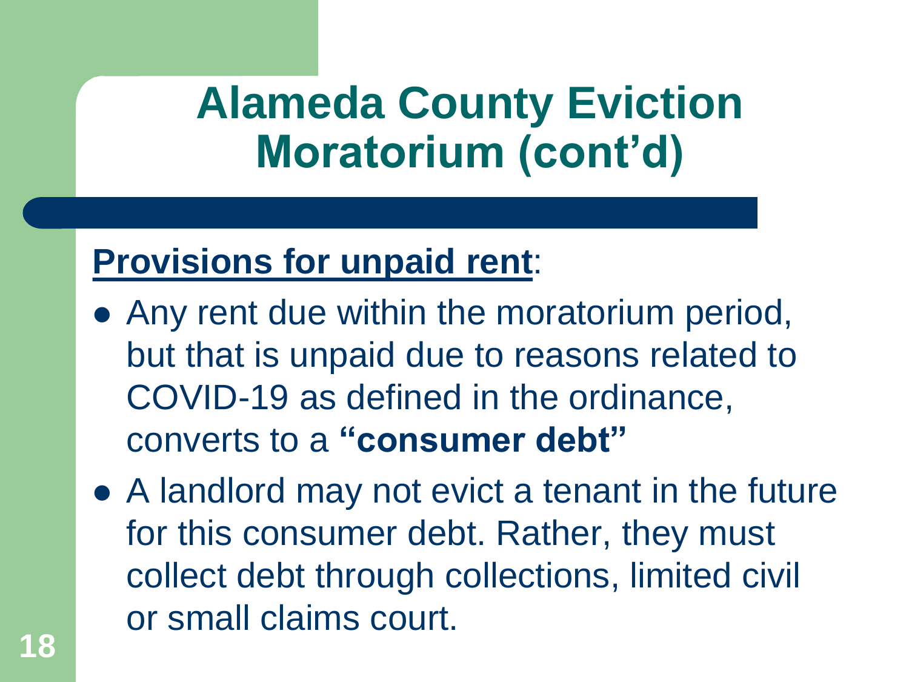# Alameda County Eviction Moratorium (cont'd)

**Provisions for unpaid rent**:

- Any rent due within the moratorium period, but that is unpaid due to reasons related to COVID-19 as defined in the ordinance, converts to a **"consumer debt"**
- A landlord may not evict a tenant in the future for this consumer debt. Rather, they must collect debt through collections, limited civil or small claims court.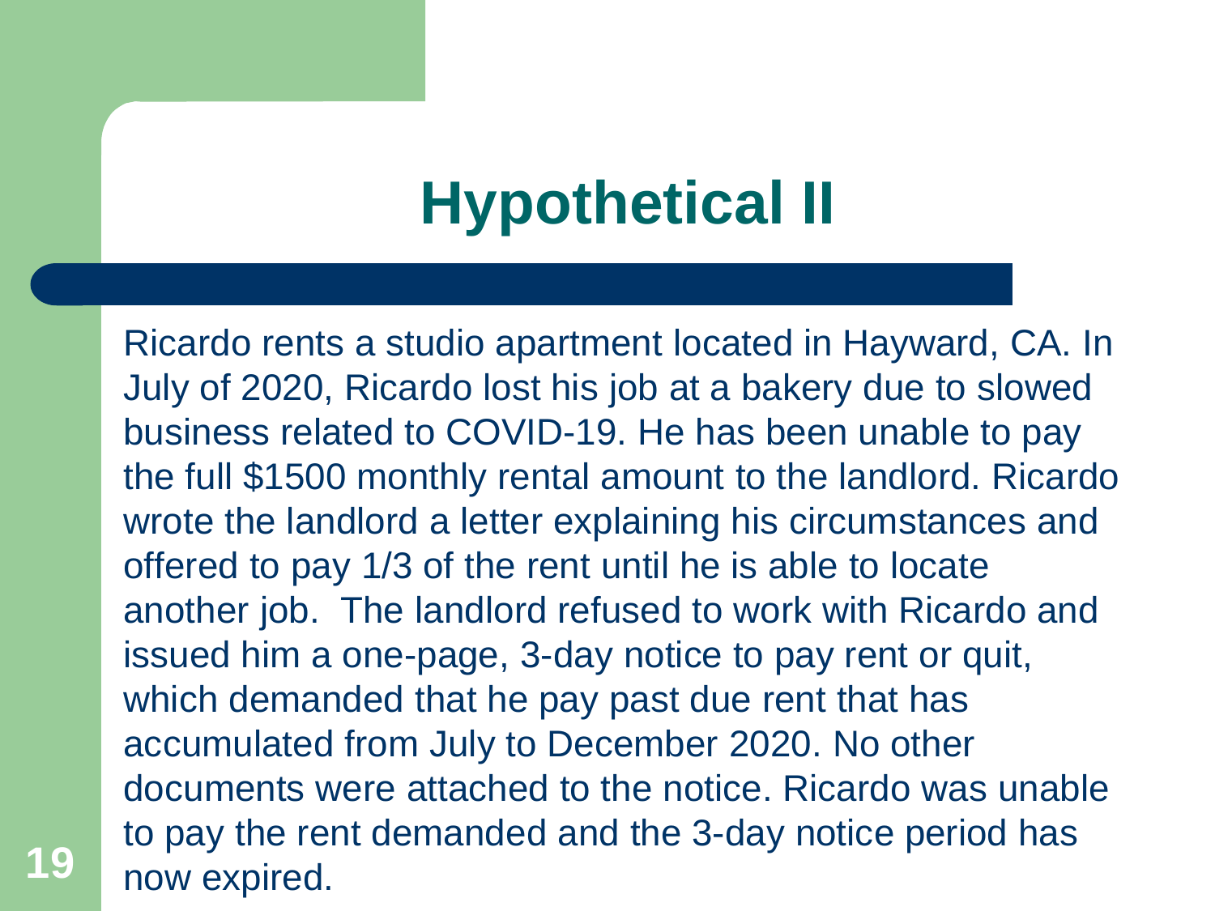# Hypothetical II

Ricardo rents a studio apartment located in Hayward, CA. In July of 2020, Ricardo lost his job at a bakery due to slowed business related to COVID-19. He has been unable to pay the full $1500 monthly rental amount to the landlord. Ricardo wrote the landlord a letter explaining his circumstances and offered to pay 1/3 of the rent until he is able to locate another job. The landlord refused to work with Ricardo and issued him a one-page, 3-day notice to pay rent or quit, which demanded that he pay past due rent that has accumulated from July to December 2020. No other documents were attached to the notice. Ricardo was unable to pay the rent demanded and the 3-day notice period has now expired.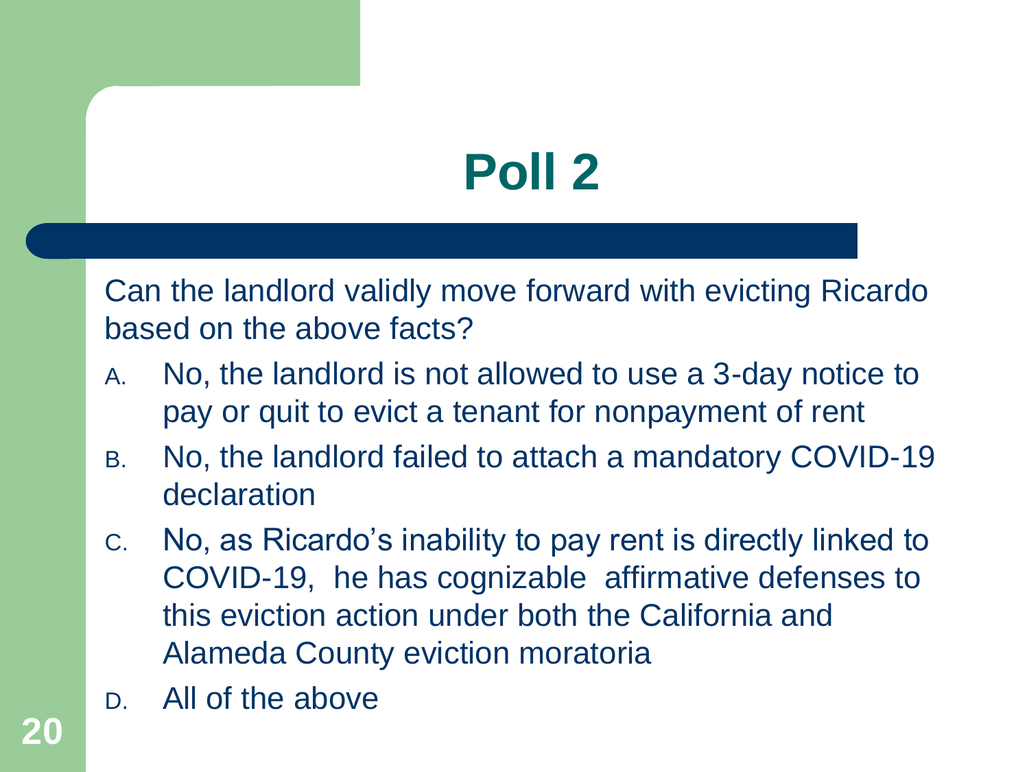# Poll 2

Can the landlord validly move forward with evicting Ricardo based on the above facts?

A. No, the landlord is not allowed to use a 3-day notice to pay or quit to evict a tenant for nonpayment of rent

B. No, the landlord failed to attach a mandatory COVID-19 declaration

C. No, as Ricardo's inability to pay rent is directly linked to COVID-19, he has cognizable affirmative defenses to this eviction action under both the California and Alameda County eviction moratoria

D. All of the above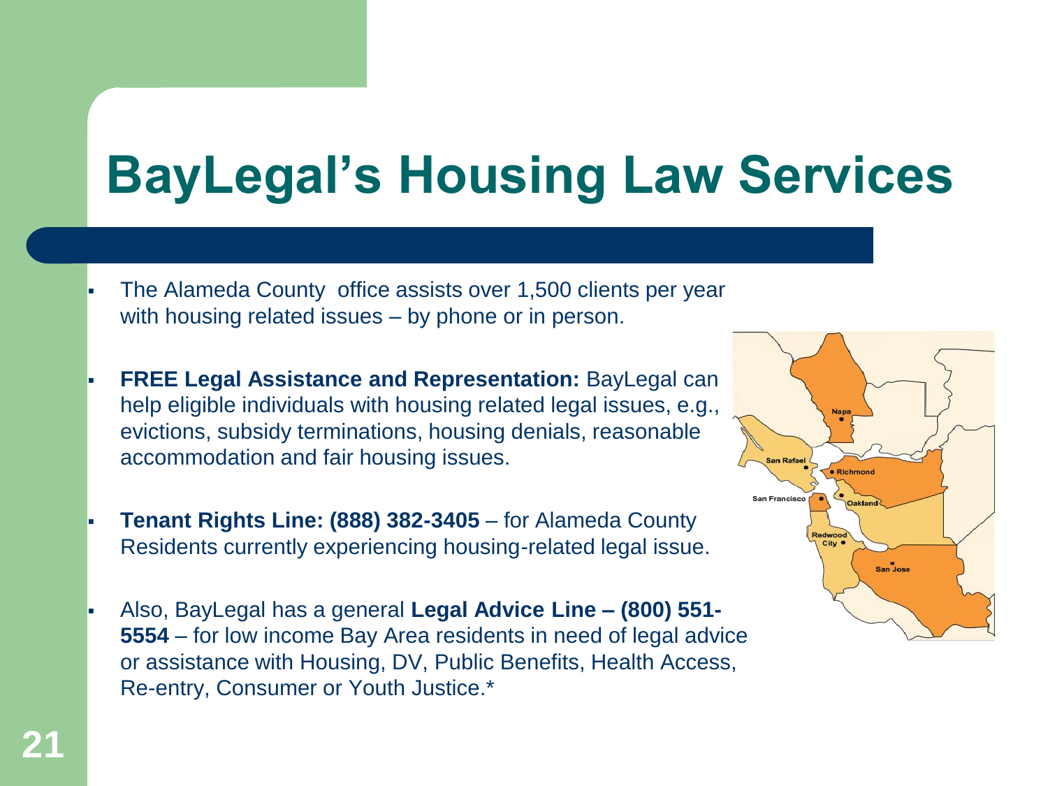# BayLegal's Housing Law Services

- The Alameda County office assists over 1,500 clients per year with housing related issues – by phone or in person.
- **FREE Legal Assistance and Representation:** BayLegal can help eligible individuals with housing related legal issues, e.g., evictions, subsidy terminations, housing denials, reasonable accommodation and fair housing issues.
- **Tenant Rights Line: (888) 382-3405** – for Alameda County Residents currently experiencing housing-related legal issue.
- Also, BayLegal has a general **Legal Advice Line – (800) 551-5554** – for low income Bay Area residents in need of legal advice or assistance with Housing, DV, Public Benefits, Health Access, Re-entry, Consumer or Youth Justice.*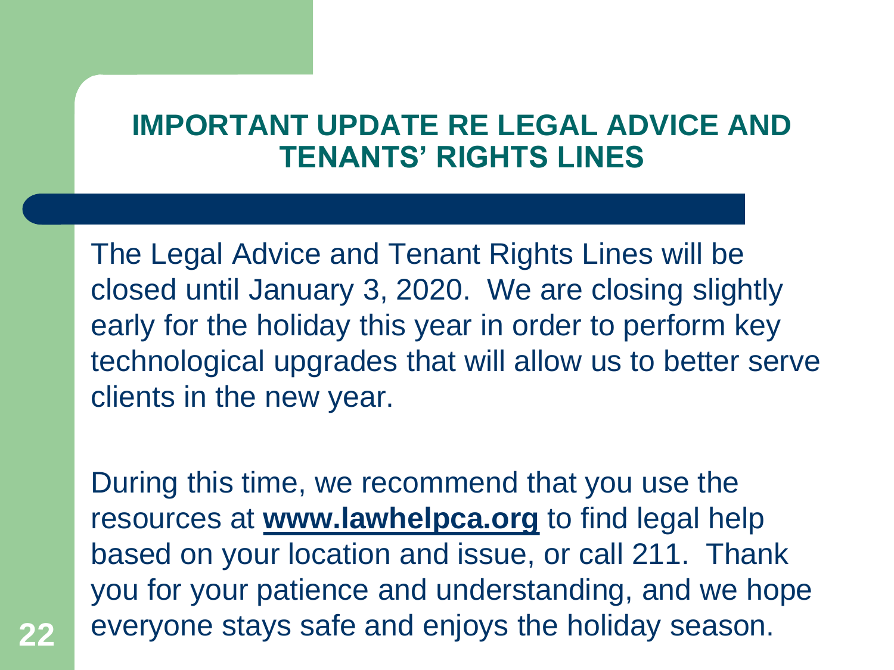## IMPORTANT UPDATE RE LEGAL ADVICE AND TENANTS' RIGHTS LINES

The Legal Advice and Tenant Rights Lines will be closed until January 3, 2020. We are closing slightly early for the holiday this year in order to perform key technological upgrades that will allow us to better serve clients in the new year.

During this time, we recommend that you use the resources at **www.lawhelpca.org** to find legal help based on your location and issue, or call 211. Thank you for your patience and understanding, and we hope everyone stays safe and enjoys the holiday season.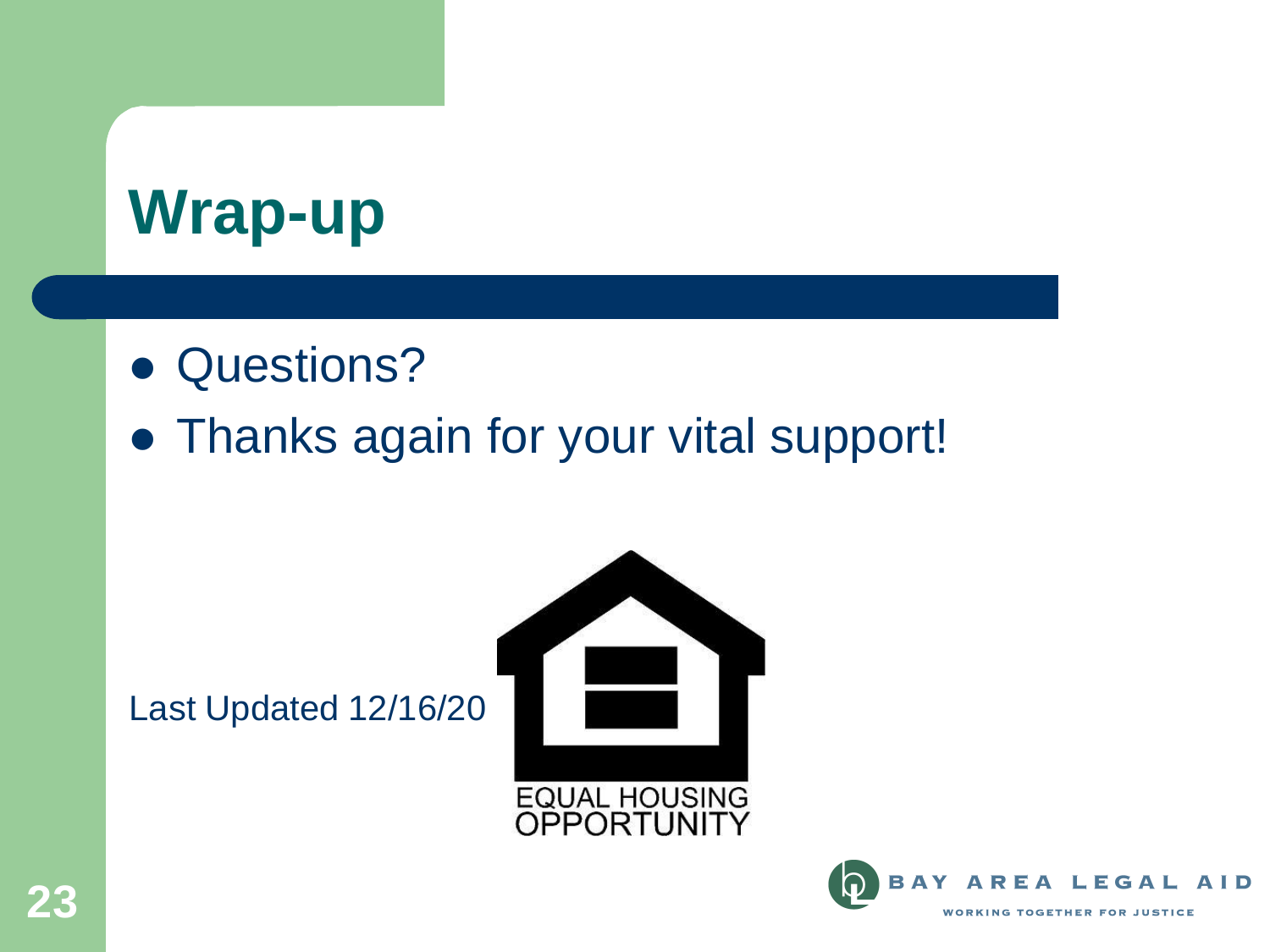# Wrap-up

- Questions?
- Thanks again for your vital support!

Last Updated 12/16/20

EQUAL HOUSING OPPORTUNITY

BAY AREA LEGAL AID
WORKING TOGETHER FOR JUSTICE